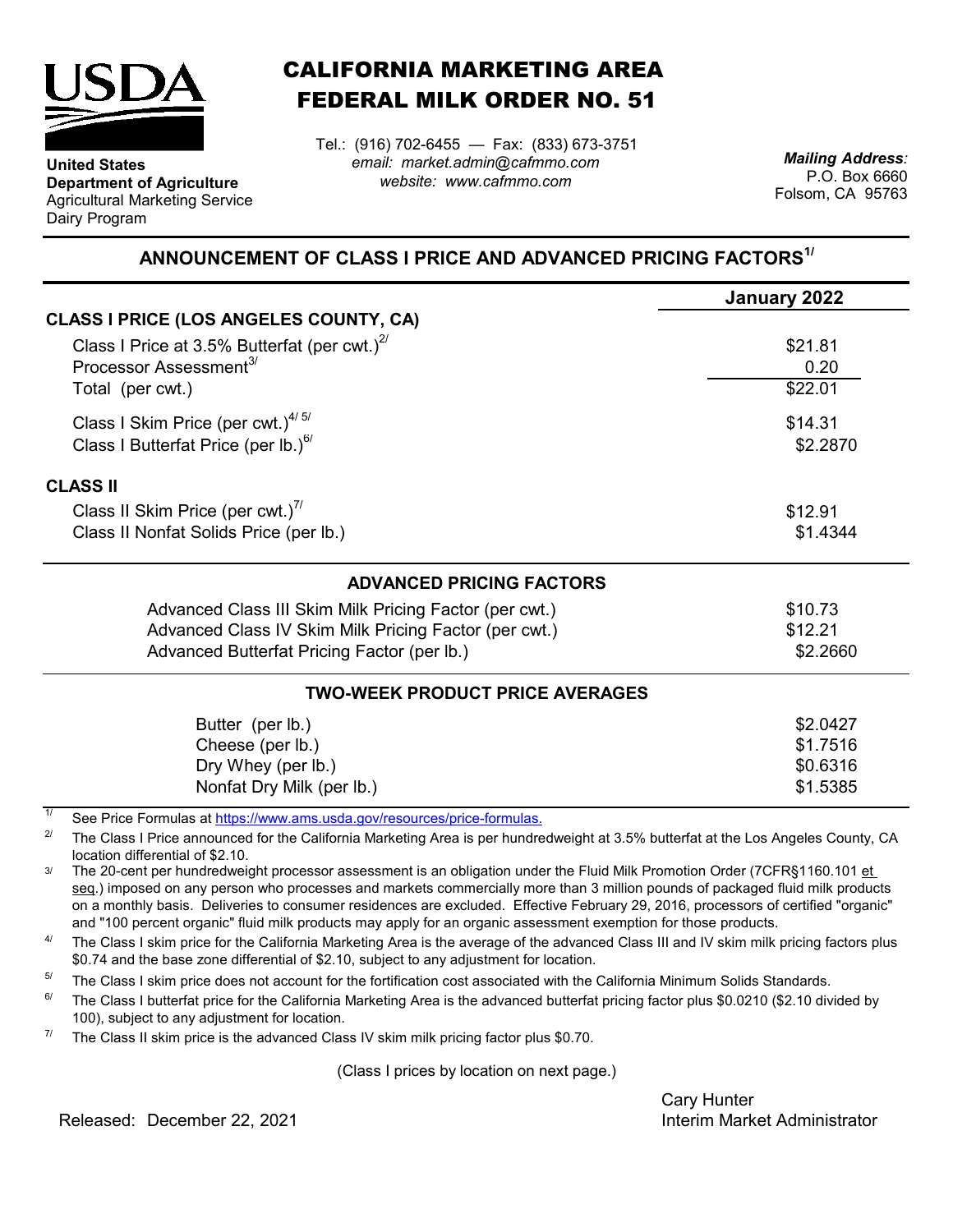**United States Department of Agriculture**
Agricultural Marketing Service
Dairy Program

# CALIFORNIA MARKETING AREA FEDERAL MILK ORDER NO. 51

Tel.: (916) 702-6455 — Fax: (833) 673-3751
*email: market.admin@cafmmo.com*
*website: www.cafmmo.com*

***Mailing Address:***
P.O. Box 6660
Folsom, CA 95763

## ANNOUNCEMENT OF CLASS I PRICE AND ADVANCED PRICING FACTORS[1/]

| | January 2022 |
|---|---|
| **CLASS I PRICE (LOS ANGELES COUNTY, CA)** | |
| Class I Price at 3.5% Butterfat (per cwt.)[2/] | \$21.81 |
| Processor Assessment[3/] | 0.20 |
| Total (per cwt.) | \$22.01 |
| Class I Skim Price (per cwt.)[4/ 5/] | \$14.31 |
| Class I Butterfat Price (per lb.)[6/] | \$2.2870 |
| **CLASS II** | |
| Class II Skim Price (per cwt.)[7/] | \$12.91 |
| Class II Nonfat Solids Price (per lb.) | \$1.4344 |

### ADVANCED PRICING FACTORS

| | |
|---|---|
| Advanced Class III Skim Milk Pricing Factor (per cwt.) | \$10.73 |
| Advanced Class IV Skim Milk Pricing Factor (per cwt.) | \$12.21 |
| Advanced Butterfat Pricing Factor (per lb.) | \$2.2660 |

### TWO-WEEK PRODUCT PRICE AVERAGES

| | |
|---|---|
| Butter (per lb.) | \$2.0427 |
| Cheese (per lb.) | \$1.7516 |
| Dry Whey (per lb.) | \$0.6316 |
| Nonfat Dry Milk (per lb.) | \$1.5385 |

1/ See Price Formulas at https://www.ams.usda.gov/resources/price-formulas.

2/ The Class I Price announced for the California Marketing Area is per hundredweight at 3.5% butterfat at the Los Angeles County, CA location differential of \$2.10.

3/ The 20-cent per hundredweight processor assessment is an obligation under the Fluid Milk Promotion Order (7CFR§1160.101 et seq.) imposed on any person who processes and markets commercially more than 3 million pounds of packaged fluid milk products on a monthly basis. Deliveries to consumer residences are excluded. Effective February 29, 2016, processors of certified "organic" and "100 percent organic" fluid milk products may apply for an organic assessment exemption for those products.

4/ The Class I skim price for the California Marketing Area is the average of the advanced Class III and IV skim milk pricing factors plus \$0.74 and the base zone differential of \$2.10, subject to any adjustment for location.

5/ The Class I skim price does not account for the fortification cost associated with the California Minimum Solids Standards.

6/ The Class I butterfat price for the California Marketing Area is the advanced butterfat pricing factor plus \$0.0210 (\$2.10 divided by 100), subject to any adjustment for location.

7/ The Class II skim price is the advanced Class IV skim milk pricing factor plus \$0.70.

(Class I prices by location on next page.)

Released: December 22, 2021

Cary Hunter
Interim Market Administrator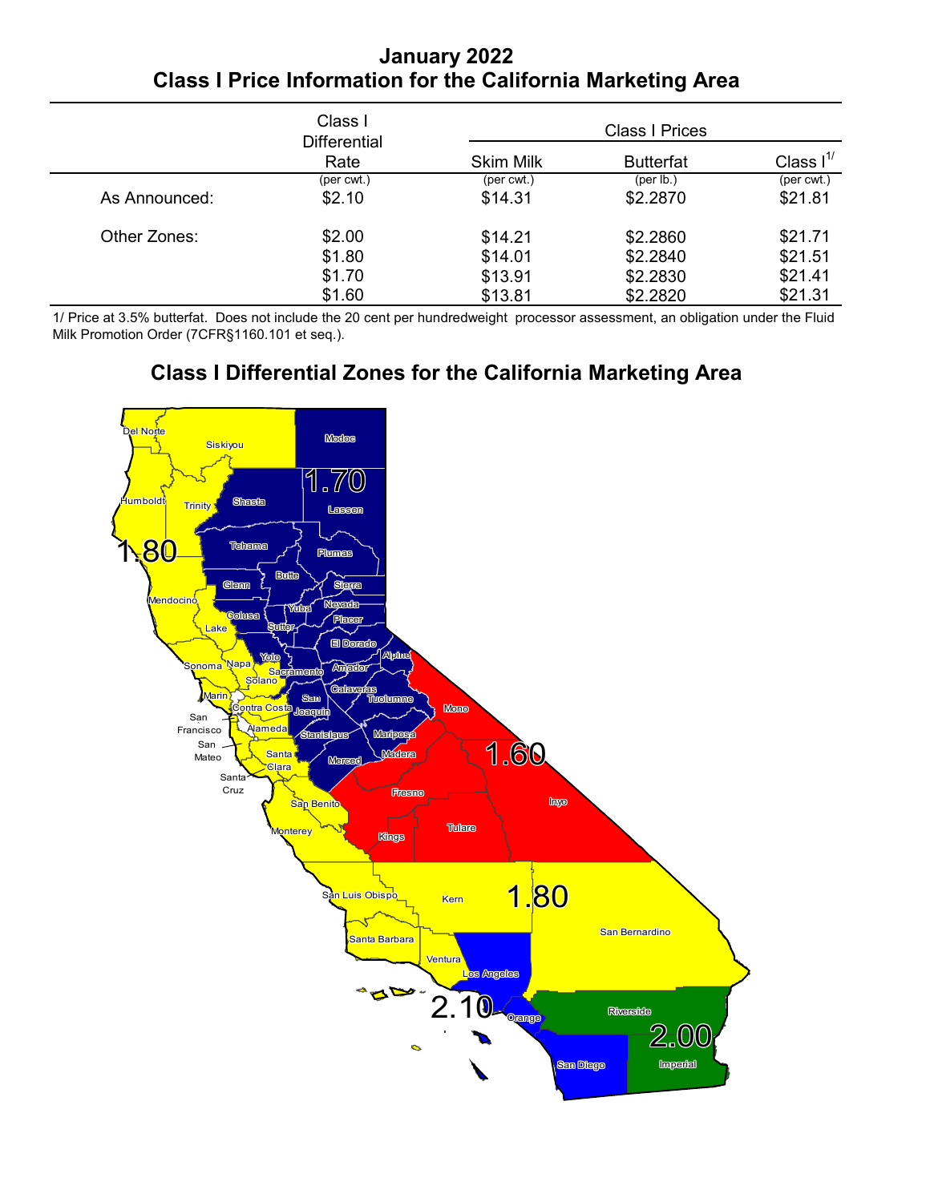# January 2022
# Class I Price Information for the California Marketing Area

| | Class I Differential Rate | Class I Prices | | |
|---|---|---|---|---|
| | | Skim Milk | Butterfat | Class I[1/] |
| | (per cwt.) | (per cwt.) | (per lb.) | (per cwt.) |
| As Announced: | $2.10 | $14.31 | $2.2870 | $21.81 |
| Other Zones: | $2.00 | $14.21 | $2.2860 | $21.71 |
| | $1.80 | $14.01 | $2.2840 | $21.51 |
| | $1.70 | $13.91 | $2.2830 | $21.41 |
| | $1.60 | $13.81 | $2.2820 | $21.31 |

1/ Price at 3.5% butterfat. Does not include the 20 cent per hundredweight processor assessment, an obligation under the Fluid Milk Promotion Order (7CFR§1160.101 et seq.).

## Class I Differential Zones for the California Marketing Area

Del Norte
Siskiyou
Modoc
1.70
Humboldt
Trinity
Shasta
Lassen
1.80
Tehama
Plumas
Butte
Glenn
Sierra
Mendocino
Yuba
Nevada
Colusa
Placer
Lake
Sutter
El Dorado
Yolo
Alpine
Sonoma
Napa
Sacramento
Amador
Solano
Calaveras
Marin
San Joaquin
Tuolumne
Mono
Contra Costa
San Francisco
Alameda
Stanislaus
Mariposa
San Mateo
Santa Clara
Madera
1.60
Merced
Santa Cruz
Fresno
San Benito
Inyo
Monterey
Tulare
Kings
San Luis Obispo
Kern
1.80
San Bernardino
Santa Barbara
Ventura
Los Angeles
2.10
Orange
Riverside
2.00
San Diego
Imperial